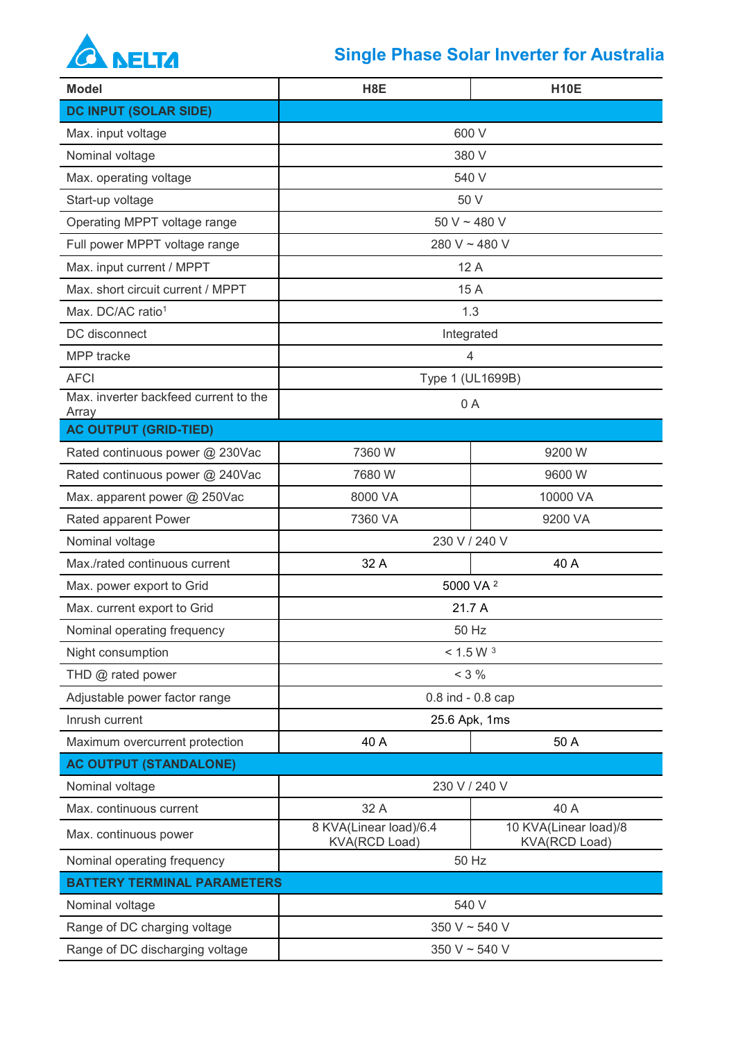# Single Phase Solar Inverter for Australia

| Model | H8E | H10E |
|---|---|---|
| **DC INPUT (SOLAR SIDE)** | | |
| Max. input voltage | 600 V | |
| Nominal voltage | 380 V | |
| Max. operating voltage | 540 V | |
| Start-up voltage | 50 V | |
| Operating MPPT voltage range | 50 V ~ 480 V | |
| Full power MPPT voltage range | 280 V ~ 480 V | |
| Max. input current / MPPT | 12 A | |
| Max. short circuit current / MPPT | 15 A | |
| Max. DC/AC ratio[1] | 1.3 | |
| DC disconnect | Integrated | |
| MPP tracke | 4 | |
| AFCI | Type 1 (UL1699B) | |
| Max. inverter backfeed current to the Array | 0 A | |
| **AC OUTPUT (GRID-TIED)** | | |
| Rated continuous power @ 230Vac | 7360 W | 9200 W |
| Rated continuous power @ 240Vac | 7680 W | 9600 W |
| Max. apparent power @ 250Vac | 8000 VA | 10000 VA |
| Rated apparent Power | 7360 VA | 9200 VA |
| Nominal voltage | 230 V / 240 V | |
| Max./rated continuous current | 32 A | 40 A |
| Max. power export to Grid | 5000 VA [2] | |
| Max. current export to Grid | 21.7 A | |
| Nominal operating frequency | 50 Hz | |
| Night consumption | < 1.5 W [3] | |
| THD @ rated power | < 3 % | |
| Adjustable power factor range | 0.8 ind - 0.8 cap | |
| Inrush current | 25.6 Apk, 1ms | |
| Maximum overcurrent protection | 40 A | 50 A |
| **AC OUTPUT (STANDALONE)** | | |
| Nominal voltage | 230 V / 240 V | |
| Max. continuous current | 32 A | 40 A |
| Max. continuous power | 8 KVA(Linear load)/6.4 KVA(RCD Load) | 10 KVA(Linear load)/8 KVA(RCD Load) |
| Nominal operating frequency | 50 Hz | |
| **BATTERY TERMINAL PARAMETERS** | | |
| Nominal voltage | 540 V | |
| Range of DC charging voltage | 350 V ~ 540 V | |
| Range of DC discharging voltage | 350 V ~ 540 V | |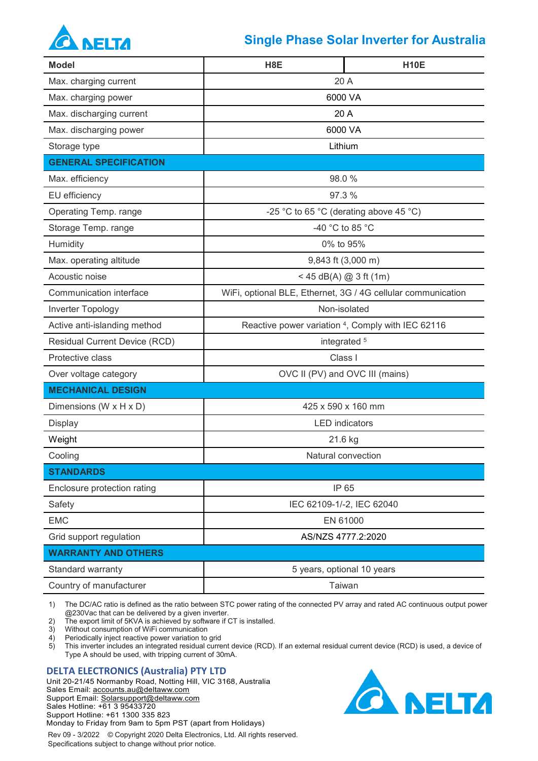# Single Phase Solar Inverter for Australia

| Model | H8E | H10E |
|---|---|---|
| Max. charging current | 20 A | |
| Max. charging power | 6000 VA | |
| Max. discharging current | 20 A | |
| Max. discharging power | 6000 VA | |
| Storage type | Lithium | |
| **GENERAL SPECIFICATION** | | |
| Max. efficiency | 98.0 % | |
| EU efficiency | 97.3 % | |
| Operating Temp. range | -25 °C to 65 °C (derating above 45 °C) | |
| Storage Temp. range | -40 °C to 85 °C | |
| Humidity | 0% to 95% | |
| Max. operating altitude | 9,843 ft (3,000 m) | |
| Acoustic noise | < 45 dB(A) @ 3 ft (1m) | |
| Communication interface | WiFi, optional BLE, Ethernet, 3G / 4G cellular communication | |
| Inverter Topology | Non-isolated | |
| Active anti-islanding method | Reactive power variation [4], Comply with IEC 62116 | |
| Residual Current Device (RCD) | integrated [5] | |
| Protective class | Class I | |
| Over voltage category | OVC II (PV) and OVC III (mains) | |
| **MECHANICAL DESIGN** | | |
| Dimensions (W x H x D) | 425 x 590 x 160 mm | |
| Display | LED indicators | |
| Weight | 21.6 kg | |
| Cooling | Natural convection | |
| **STANDARDS** | | |
| Enclosure protection rating | IP 65 | |
| Safety | IEC 62109-1/-2, IEC 62040 | |
| EMC | EN 61000 | |
| Grid support regulation | AS/NZS 4777.2:2020 | |
| **WARRANTY AND OTHERS** | | |
| Standard warranty | 5 years, optional 10 years | |
| Country of manufacturer | Taiwan | |

1) The DC/AC ratio is defined as the ratio between STC power rating of the connected PV array and rated AC continuous output power @230Vac that can be delivered by a given inverter.
2) The export limit of 5KVA is achieved by software if CT is installed.
3) Without consumption of WiFi communication
4) Periodically inject reactive power variation to grid
5) This inverter includes an integrated residual current device (RCD). If an external residual current device (RCD) is used, a device of Type A should be used, with tripping current of 30mA.

**DELTA ELECTRONICS (Australia) PTY LTD**
Unit 20-21/45 Normanby Road, Notting Hill, VIC 3168, Australia
Sales Email: accounts.au@deltaww.com
Support Email: Solarsupport@deltaww.com
Sales Hotline: +61 3 95433720
Support Hotline: +61 1300 335 823
Monday to Friday from 9am to 5pm PST (apart from Holidays)

Rev 09 - 3/2022 © Copyright 2020 Delta Electronics, Ltd. All rights reserved.
Specifications subject to change without prior notice.